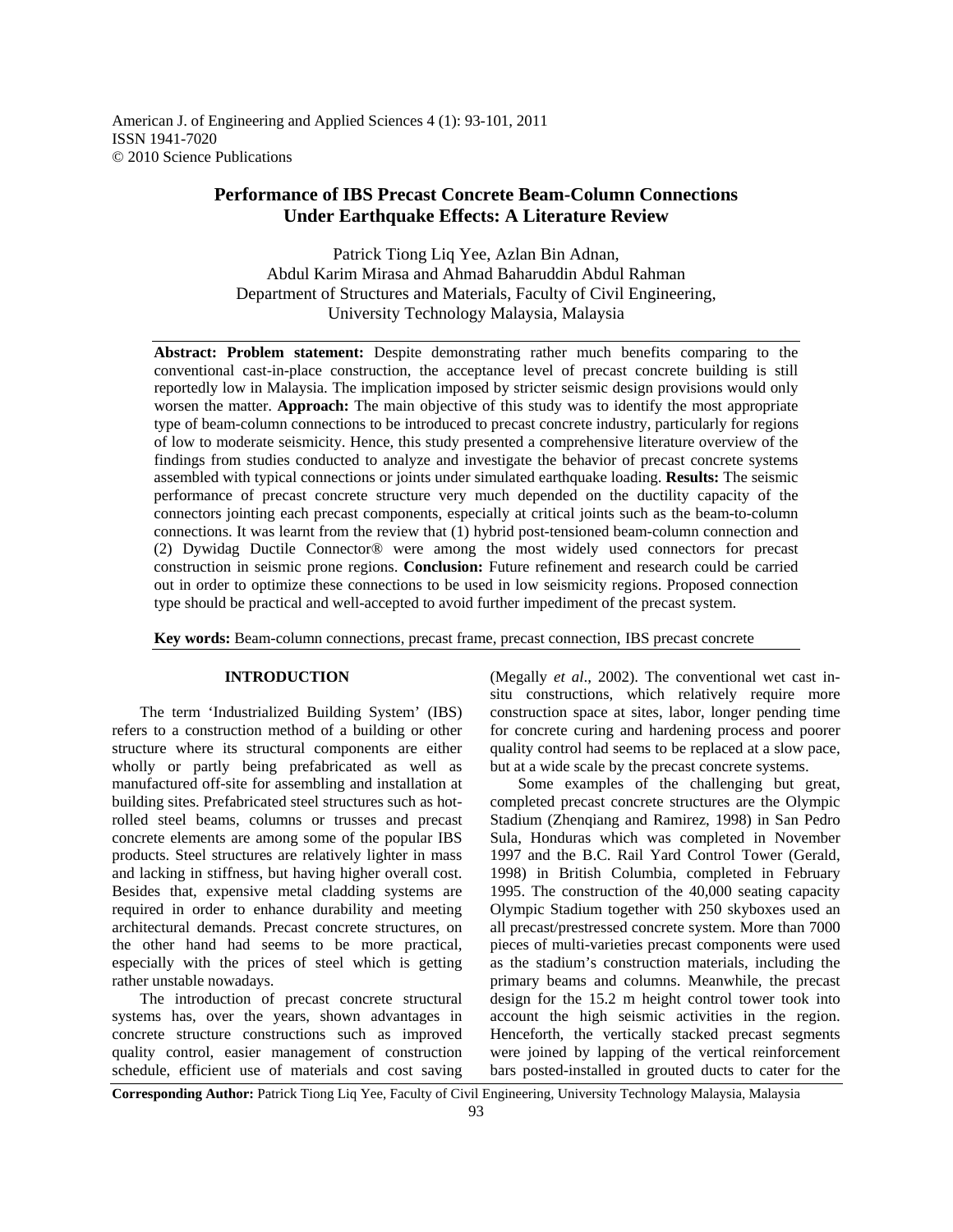# Performance of IBS Precast Concrete Beam-Column Connections Under Earthquake Effects: A Literature Review

Patrick Tiong Liq Yee, Azlan Bin Adnan,
Abdul Karim Mirasa and Ahmad Baharuddin Abdul Rahman
Department of Structures and Materials, Faculty of Civil Engineering,
University Technology Malaysia, Malaysia

**Abstract: Problem statement:** Despite demonstrating rather much benefits comparing to the conventional cast-in-place construction, the acceptance level of precast concrete building is still reportedly low in Malaysia. The implication imposed by stricter seismic design provisions would only worsen the matter. **Approach:** The main objective of this study was to identify the most appropriate type of beam-column connections to be introduced to precast concrete industry, particularly for regions of low to moderate seismicity. Hence, this study presented a comprehensive literature overview of the findings from studies conducted to analyze and investigate the behavior of precast concrete systems assembled with typical connections or joints under simulated earthquake loading. **Results:** The seismic performance of precast concrete structure very much depended on the ductility capacity of the connectors jointing each precast components, especially at critical joints such as the beam-to-column connections. It was learnt from the review that (1) hybrid post-tensioned beam-column connection and (2) Dywidag Ductile Connector® were among the most widely used connectors for precast construction in seismic prone regions. **Conclusion:** Future refinement and research could be carried out in order to optimize these connections to be used in low seismicity regions. Proposed connection type should be practical and well-accepted to avoid further impediment of the precast system.

**Key words:** Beam-column connections, precast frame, precast connection, IBS precast concrete

## INTRODUCTION

The term 'Industrialized Building System' (IBS) refers to a construction method of a building or other structure where its structural components are either wholly or partly being prefabricated as well as manufactured off-site for assembling and installation at building sites. Prefabricated steel structures such as hot-rolled steel beams, columns or trusses and precast concrete elements are among some of the popular IBS products. Steel structures are relatively lighter in mass and lacking in stiffness, but having higher overall cost. Besides that, expensive metal cladding systems are required in order to enhance durability and meeting architectural demands. Precast concrete structures, on the other hand had seems to be more practical, especially with the prices of steel which is getting rather unstable nowadays.

The introduction of precast concrete structural systems has, over the years, shown advantages in concrete structure constructions such as improved quality control, easier management of construction schedule, efficient use of materials and cost saving (Megally *et al*., 2002). The conventional wet cast in-situ constructions, which relatively require more construction space at sites, labor, longer pending time for concrete curing and hardening process and poorer quality control had seems to be replaced at a slow pace, but at a wide scale by the precast concrete systems.

Some examples of the challenging but great, completed precast concrete structures are the Olympic Stadium (Zhenqiang and Ramirez, 1998) in San Pedro Sula, Honduras which was completed in November 1997 and the B.C. Rail Yard Control Tower (Gerald, 1998) in British Columbia, completed in February 1995. The construction of the 40,000 seating capacity Olympic Stadium together with 250 skyboxes used an all precast/prestressed concrete system. More than 7000 pieces of multi-varieties precast components were used as the stadium's construction materials, including the primary beams and columns. Meanwhile, the precast design for the 15.2 m height control tower took into account the high seismic activities in the region. Henceforth, the vertically stacked precast segments were joined by lapping of the vertical reinforcement bars posted-installed in grouted ducts to cater for the

**Corresponding Author:** Patrick Tiong Liq Yee, Faculty of Civil Engineering, University Technology Malaysia, Malaysia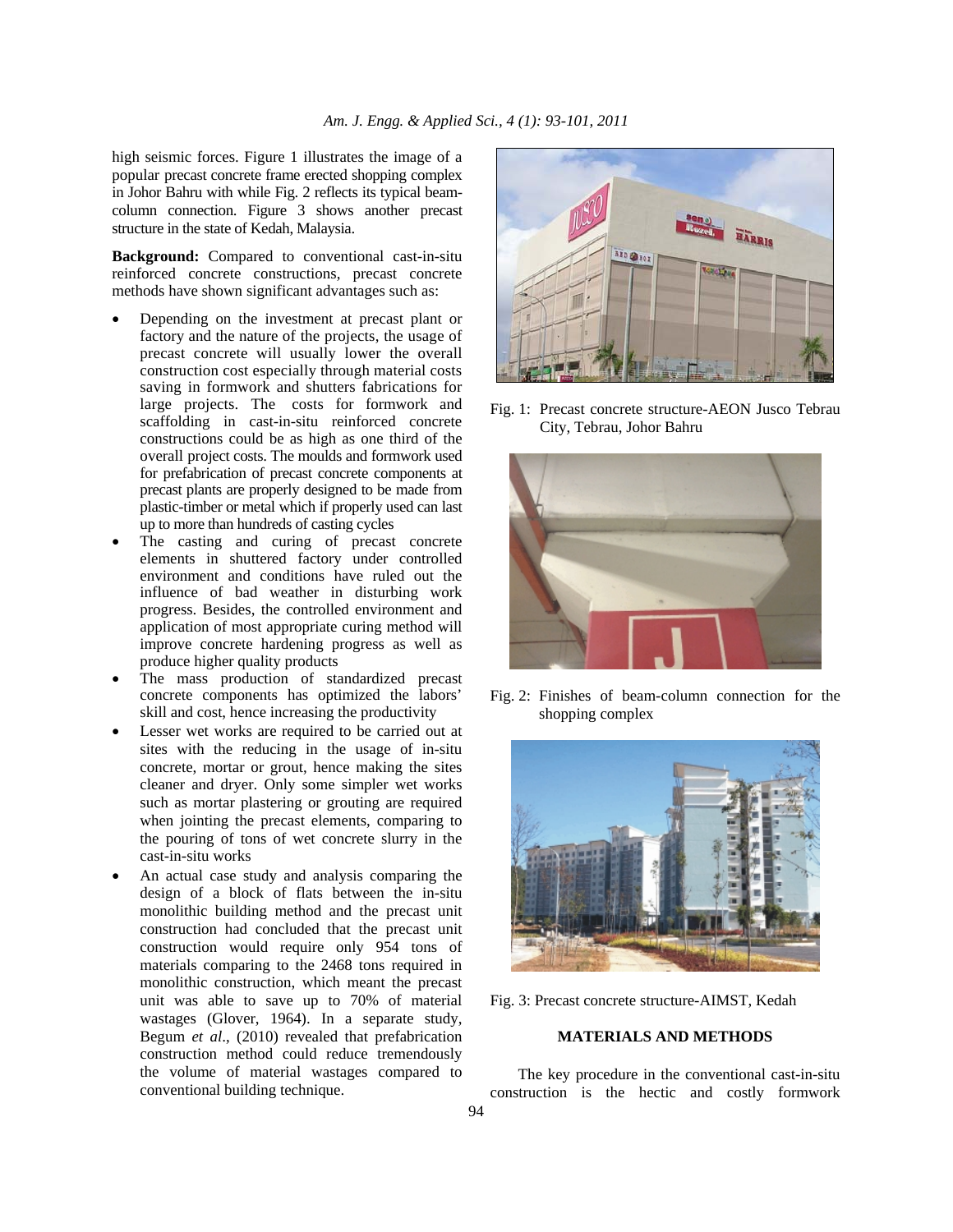high seismic forces. Figure 1 illustrates the image of a popular precast concrete frame erected shopping complex in Johor Bahru with while Fig. 2 reflects its typical beam-column connection. Figure 3 shows another precast structure in the state of Kedah, Malaysia.

**Background:** Compared to conventional cast-in-situ reinforced concrete constructions, precast concrete methods have shown significant advantages such as:

- Depending on the investment at precast plant or factory and the nature of the projects, the usage of precast concrete will usually lower the overall construction cost especially through material costs saving in formwork and shutters fabrications for large projects. The costs for formwork and scaffolding in cast-in-situ reinforced concrete constructions could be as high as one third of the overall project costs. The moulds and formwork used for prefabrication of precast concrete components at precast plants are properly designed to be made from plastic-timber or metal which if properly used can last up to more than hundreds of casting cycles
- The casting and curing of precast concrete elements in shuttered factory under controlled environment and conditions have ruled out the influence of bad weather in disturbing work progress. Besides, the controlled environment and application of most appropriate curing method will improve concrete hardening progress as well as produce higher quality products
- The mass production of standardized precast concrete components has optimized the labors' skill and cost, hence increasing the productivity
- Lesser wet works are required to be carried out at sites with the reducing in the usage of in-situ concrete, mortar or grout, hence making the sites cleaner and dryer. Only some simpler wet works such as mortar plastering or grouting are required when jointing the precast elements, comparing to the pouring of tons of wet concrete slurry in the cast-in-situ works
- An actual case study and analysis comparing the design of a block of flats between the in-situ monolithic building method and the precast unit construction had concluded that the precast unit construction would require only 954 tons of materials comparing to the 2468 tons required in monolithic construction, which meant the precast unit was able to save up to 70% of material wastages (Glover, 1964). In a separate study, Begum *et al*., (2010) revealed that prefabrication construction method could reduce tremendously the volume of material wastages compared to conventional building technique.

Fig. 1: Precast concrete structure-AEON Jusco Tebrau City, Tebrau, Johor Bahru

Fig. 2: Finishes of beam-column connection for the shopping complex

Fig. 3: Precast concrete structure-AIMST, Kedah

## MATERIALS AND METHODS

The key procedure in the conventional cast-in-situ construction is the hectic and costly formwork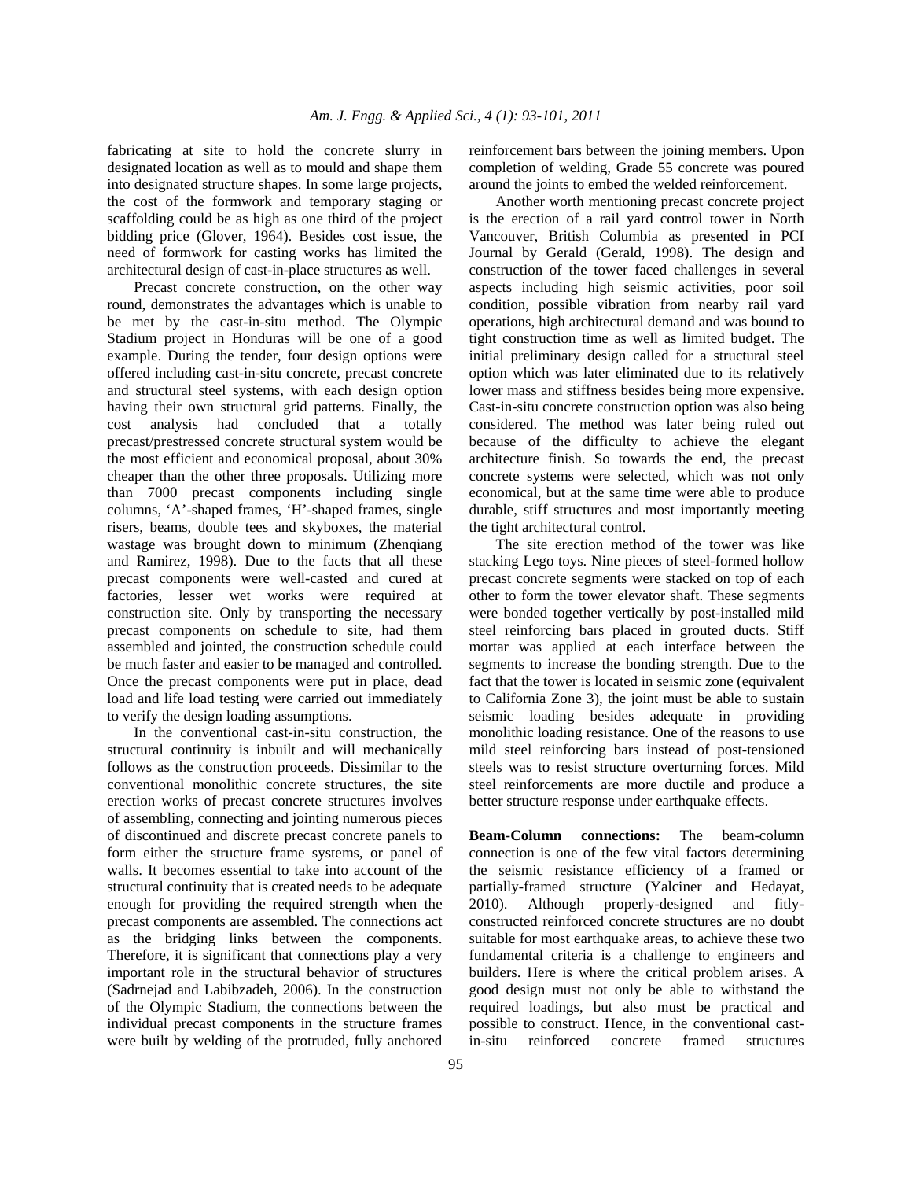fabricating at site to hold the concrete slurry in designated location as well as to mould and shape them into designated structure shapes. In some large projects, the cost of the formwork and temporary staging or scaffolding could be as high as one third of the project bidding price (Glover, 1964). Besides cost issue, the need of formwork for casting works has limited the architectural design of cast-in-place structures as well.

Precast concrete construction, on the other way round, demonstrates the advantages which is unable to be met by the cast-in-situ method. The Olympic Stadium project in Honduras will be one of a good example. During the tender, four design options were offered including cast-in-situ concrete, precast concrete and structural steel systems, with each design option having their own structural grid patterns. Finally, the cost analysis had concluded that a totally precast/prestressed concrete structural system would be the most efficient and economical proposal, about 30% cheaper than the other three proposals. Utilizing more than 7000 precast components including single columns, 'A'-shaped frames, 'H'-shaped frames, single risers, beams, double tees and skyboxes, the material wastage was brought down to minimum (Zhenqiang and Ramirez, 1998). Due to the facts that all these precast components were well-casted and cured at factories, lesser wet works were required at construction site. Only by transporting the necessary precast components on schedule to site, had them assembled and jointed, the construction schedule could be much faster and easier to be managed and controlled. Once the precast components were put in place, dead load and life load testing were carried out immediately to verify the design loading assumptions.

In the conventional cast-in-situ construction, the structural continuity is inbuilt and will mechanically follows as the construction proceeds. Dissimilar to the conventional monolithic concrete structures, the site erection works of precast concrete structures involves of assembling, connecting and jointing numerous pieces of discontinued and discrete precast concrete panels to form either the structure frame systems, or panel of walls. It becomes essential to take into account of the structural continuity that is created needs to be adequate enough for providing the required strength when the precast components are assembled. The connections act as the bridging links between the components. Therefore, it is significant that connections play a very important role in the structural behavior of structures (Sadrnejad and Labibzadeh, 2006). In the construction of the Olympic Stadium, the connections between the individual precast components in the structure frames were built by welding of the protruded, fully anchored reinforcement bars between the joining members. Upon completion of welding, Grade 55 concrete was poured around the joints to embed the welded reinforcement.

Another worth mentioning precast concrete project is the erection of a rail yard control tower in North Vancouver, British Columbia as presented in PCI Journal by Gerald (Gerald, 1998). The design and construction of the tower faced challenges in several aspects including high seismic activities, poor soil condition, possible vibration from nearby rail yard operations, high architectural demand and was bound to tight construction time as well as limited budget. The initial preliminary design called for a structural steel option which was later eliminated due to its relatively lower mass and stiffness besides being more expensive. Cast-in-situ concrete construction option was also being considered. The method was later being ruled out because of the difficulty to achieve the elegant architecture finish. So towards the end, the precast concrete systems were selected, which was not only economical, but at the same time were able to produce durable, stiff structures and most importantly meeting the tight architectural control.

The site erection method of the tower was like stacking Lego toys. Nine pieces of steel-formed hollow precast concrete segments were stacked on top of each other to form the tower elevator shaft. These segments were bonded together vertically by post-installed mild steel reinforcing bars placed in grouted ducts. Stiff mortar was applied at each interface between the segments to increase the bonding strength. Due to the fact that the tower is located in seismic zone (equivalent to California Zone 3), the joint must be able to sustain seismic loading besides adequate in providing monolithic loading resistance. One of the reasons to use mild steel reinforcing bars instead of post-tensioned steels was to resist structure overturning forces. Mild steel reinforcements are more ductile and produce a better structure response under earthquake effects.

**Beam-Column connections:** The beam-column connection is one of the few vital factors determining the seismic resistance efficiency of a framed or partially-framed structure (Yalciner and Hedayat, 2010). Although properly-designed and fitly-constructed reinforced concrete structures are no doubt suitable for most earthquake areas, to achieve these two fundamental criteria is a challenge to engineers and builders. Here is where the critical problem arises. A good design must not only be able to withstand the required loadings, but also must be practical and possible to construct. Hence, in the conventional cast-in-situ reinforced concrete framed structures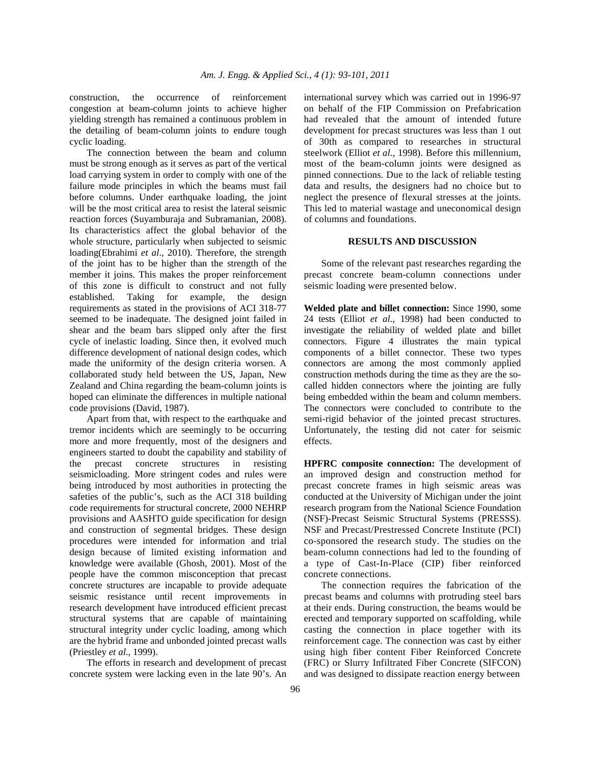construction, the occurrence of reinforcement congestion at beam-column joints to achieve higher yielding strength has remained a continuous problem in the detailing of beam-column joints to endure tough cyclic loading.

The connection between the beam and column must be strong enough as it serves as part of the vertical load carrying system in order to comply with one of the failure mode principles in which the beams must fail before columns. Under earthquake loading, the joint will be the most critical area to resist the lateral seismic reaction forces (Suyamburaja and Subramanian, 2008). Its characteristics affect the global behavior of the whole structure, particularly when subjected to seismic loading(Ebrahimi *et al*., 2010). Therefore, the strength of the joint has to be higher than the strength of the member it joins. This makes the proper reinforcement of this zone is difficult to construct and not fully established. Taking for example, the design requirements as stated in the provisions of ACI 318-77 seemed to be inadequate. The designed joint failed in shear and the beam bars slipped only after the first cycle of inelastic loading. Since then, it evolved much difference development of national design codes, which made the uniformity of the design criteria worsen. A collaborated study held between the US, Japan, New Zealand and China regarding the beam-column joints is hoped can eliminate the differences in multiple national code provisions (David, 1987).

Apart from that, with respect to the earthquake and tremor incidents which are seemingly to be occurring more and more frequently, most of the designers and engineers started to doubt the capability and stability of the precast concrete structures in resisting seismicloading. More stringent codes and rules were being introduced by most authorities in protecting the safeties of the public's, such as the ACI 318 building code requirements for structural concrete, 2000 NEHRP provisions and AASHTO guide specification for design and construction of segmental bridges. These design procedures were intended for information and trial design because of limited existing information and knowledge were available (Ghosh, 2001). Most of the people have the common misconception that precast concrete structures are incapable to provide adequate seismic resistance until recent improvements in research development have introduced efficient precast structural systems that are capable of maintaining structural integrity under cyclic loading, among which are the hybrid frame and unbonded jointed precast walls (Priestley *et al*., 1999).

The efforts in research and development of precast concrete system were lacking even in the late 90's. An international survey which was carried out in 1996-97 on behalf of the FIP Commission on Prefabrication had revealed that the amount of intended future development for precast structures was less than 1 out of 30th as compared to researches in structural steelwork (Elliot *et al*., 1998). Before this millennium, most of the beam-column joints were designed as pinned connections. Due to the lack of reliable testing data and results, the designers had no choice but to neglect the presence of flexural stresses at the joints. This led to material wastage and uneconomical design of columns and foundations.

## RESULTS AND DISCUSSION

Some of the relevant past researches regarding the precast concrete beam-column connections under seismic loading were presented below.

**Welded plate and billet connection:** Since 1990, some 24 tests (Elliot *et al*., 1998) had been conducted to investigate the reliability of welded plate and billet connectors. Figure 4 illustrates the main typical components of a billet connector. These two types connectors are among the most commonly applied construction methods during the time as they are the so-called hidden connectors where the jointing are fully being embedded within the beam and column members. The connectors were concluded to contribute to the semi-rigid behavior of the jointed precast structures. Unfortunately, the testing did not cater for seismic effects.

**HPFRC composite connection:** The development of an improved design and construction method for precast concrete frames in high seismic areas was conducted at the University of Michigan under the joint research program from the National Science Foundation (NSF)-Precast Seismic Structural Systems (PRESSS). NSF and Precast/Prestressed Concrete Institute (PCI) co-sponsored the research study. The studies on the beam-column connections had led to the founding of a type of Cast-In-Place (CIP) fiber reinforced concrete connections.

The connection requires the fabrication of the precast beams and columns with protruding steel bars at their ends. During construction, the beams would be erected and temporary supported on scaffolding, while casting the connection in place together with its reinforcement cage. The connection was cast by either using high fiber content Fiber Reinforced Concrete (FRC) or Slurry Infiltrated Fiber Concrete (SIFCON) and was designed to dissipate reaction energy between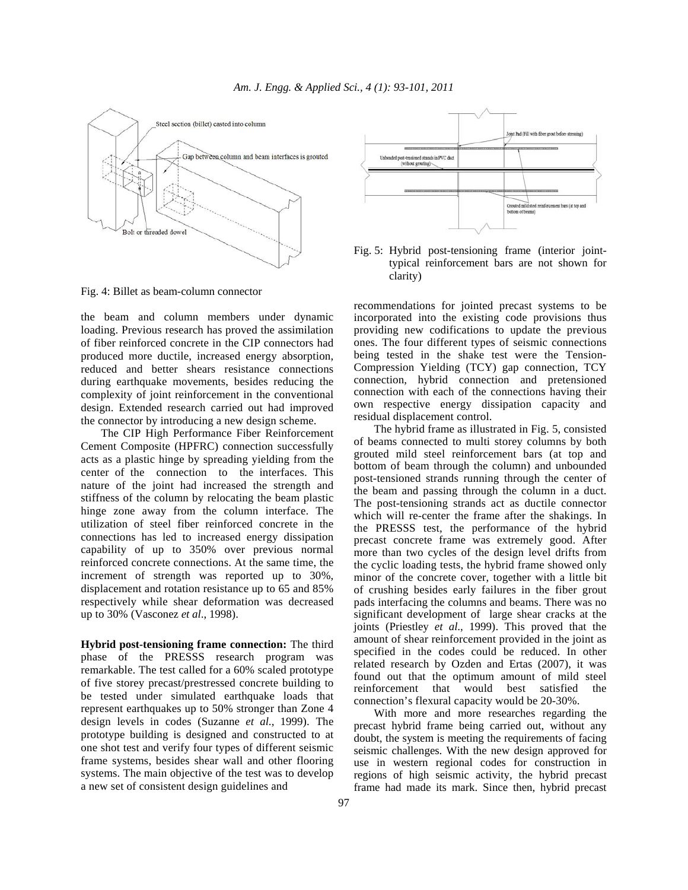Fig. 4: Billet as beam-column connector

the beam and column members under dynamic loading. Previous research has proved the assimilation of fiber reinforced concrete in the CIP connectors had produced more ductile, increased energy absorption, reduced and better shears resistance connections during earthquake movements, besides reducing the complexity of joint reinforcement in the conventional design. Extended research carried out had improved the connector by introducing a new design scheme.

The CIP High Performance Fiber Reinforcement Cement Composite (HPFRC) connection successfully acts as a plastic hinge by spreading yielding from the center of the connection to the interfaces. This nature of the joint had increased the strength and stiffness of the column by relocating the beam plastic hinge zone away from the column interface. The utilization of steel fiber reinforced concrete in the connections has led to increased energy dissipation capability of up to 350% over previous normal reinforced concrete connections. At the same time, the increment of strength was reported up to 30%, displacement and rotation resistance up to 65 and 85% respectively while shear deformation was decreased up to 30% (Vasconez *et al*., 1998).

**Hybrid post-tensioning frame connection:** The third phase of the PRESSS research program was remarkable. The test called for a 60% scaled prototype of five storey precast/prestressed concrete building to be tested under simulated earthquake loads that represent earthquakes up to 50% stronger than Zone 4 design levels in codes (Suzanne *et al.*, 1999). The prototype building is designed and constructed to at one shot test and verify four types of different seismic frame systems, besides shear wall and other flooring systems. The main objective of the test was to develop a new set of consistent design guidelines and

Fig. 5: Hybrid post-tensioning frame (interior joint-typical reinforcement bars are not shown for clarity)

recommendations for jointed precast systems to be incorporated into the existing code provisions thus providing new codifications to update the previous ones. The four different types of seismic connections being tested in the shake test were the Tension-Compression Yielding (TCY) gap connection, TCY connection, hybrid connection and pretensioned connection with each of the connections having their own respective energy dissipation capacity and residual displacement control.

The hybrid frame as illustrated in Fig. 5, consisted of beams connected to multi storey columns by both grouted mild steel reinforcement bars (at top and bottom of beam through the column) and unbounded post-tensioned strands running through the center of the beam and passing through the column in a duct. The post-tensioning strands act as ductile connector which will re-center the frame after the shakings. In the PRESSS test, the performance of the hybrid precast concrete frame was extremely good. After more than two cycles of the design level drifts from the cyclic loading tests, the hybrid frame showed only minor of the concrete cover, together with a little bit of crushing besides early failures in the fiber grout pads interfacing the columns and beams. There was no significant development of large shear cracks at the joints (Priestley *et al*., 1999). This proved that the amount of shear reinforcement provided in the joint as specified in the codes could be reduced. In other related research by Ozden and Ertas (2007), it was found out that the optimum amount of mild steel reinforcement that would best satisfied the connection's flexural capacity would be 20-30%.

With more and more researches regarding the precast hybrid frame being carried out, without any doubt, the system is meeting the requirements of facing seismic challenges. With the new design approved for use in western regional codes for construction in regions of high seismic activity, the hybrid precast frame had made its mark. Since then, hybrid precast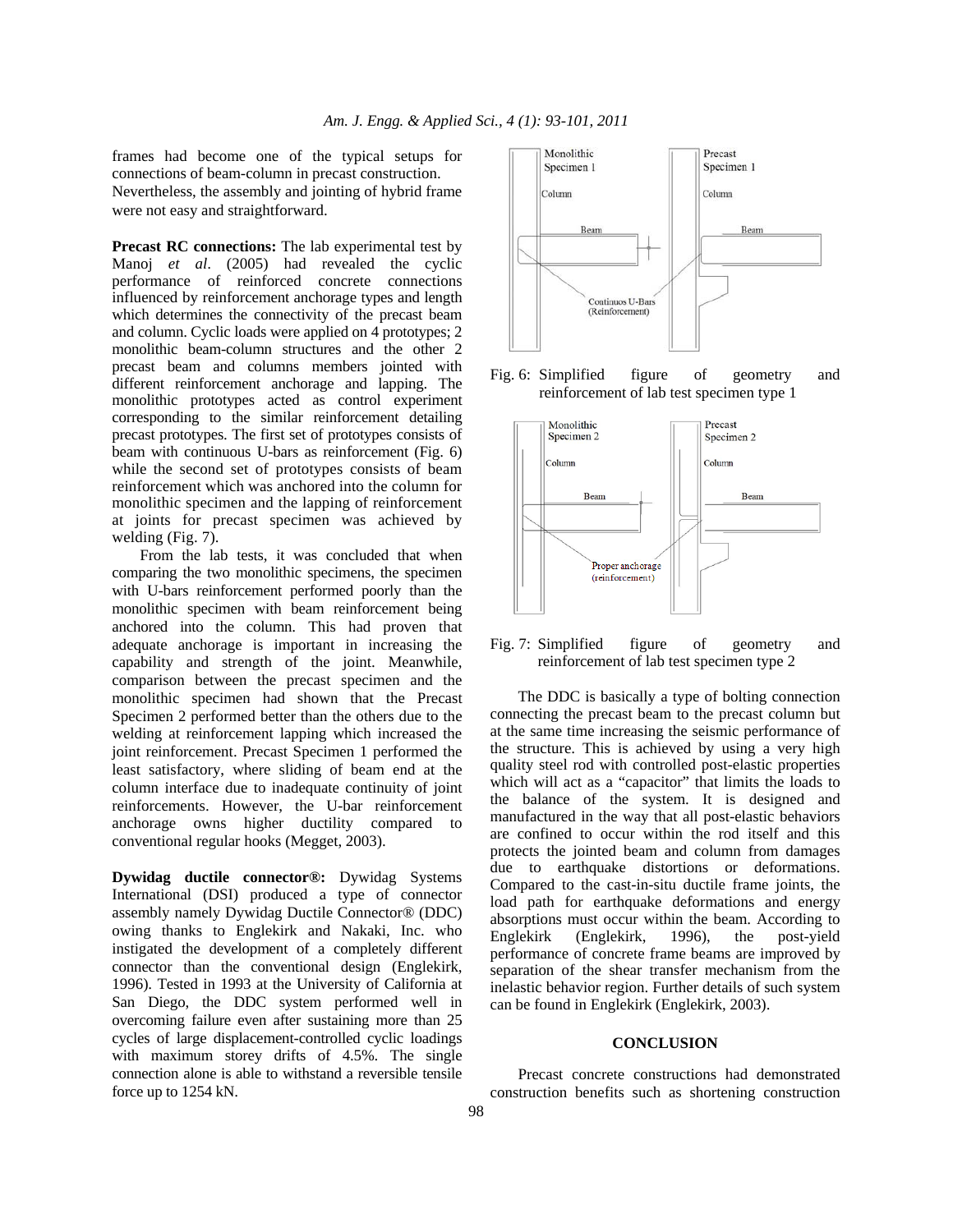frames had become one of the typical setups for connections of beam-column in precast construction. Nevertheless, the assembly and jointing of hybrid frame were not easy and straightforward.

**Precast RC connections:** The lab experimental test by Manoj *et al*. (2005) had revealed the cyclic performance of reinforced concrete connections influenced by reinforcement anchorage types and length which determines the connectivity of the precast beam and column. Cyclic loads were applied on 4 prototypes; 2 monolithic beam-column structures and the other 2 precast beam and columns members jointed with different reinforcement anchorage and lapping. The monolithic prototypes acted as control experiment corresponding to the similar reinforcement detailing precast prototypes. The first set of prototypes consists of beam with continuous U-bars as reinforcement (Fig. 6) while the second set of prototypes consists of beam reinforcement which was anchored into the column for monolithic specimen and the lapping of reinforcement at joints for precast specimen was achieved by welding (Fig. 7).

From the lab tests, it was concluded that when comparing the two monolithic specimens, the specimen with U-bars reinforcement performed poorly than the monolithic specimen with beam reinforcement being anchored into the column. This had proven that adequate anchorage is important in increasing the capability and strength of the joint. Meanwhile, comparison between the precast specimen and the monolithic specimen had shown that the Precast Specimen 2 performed better than the others due to the welding at reinforcement lapping which increased the joint reinforcement. Precast Specimen 1 performed the least satisfactory, where sliding of beam end at the column interface due to inadequate continuity of joint reinforcements. However, the U-bar reinforcement anchorage owns higher ductility compared to conventional regular hooks (Megget, 2003).

**Dywidag ductile connector®:** Dywidag Systems International (DSI) produced a type of connector assembly namely Dywidag Ductile Connector® (DDC) owing thanks to Englekirk and Nakaki, Inc. who instigated the development of a completely different connector than the conventional design (Englekirk, 1996). Tested in 1993 at the University of California at San Diego, the DDC system performed well in overcoming failure even after sustaining more than 25 cycles of large displacement-controlled cyclic loadings with maximum storey drifts of 4.5%. The single connection alone is able to withstand a reversible tensile force up to 1254 kN.

Monolithic Specimen 1 | Precast Specimen 1 | Column | Column | Beam | Beam | Continuos U-Bars (Reinforcement)

Fig. 6: Simplified figure of geometry and reinforcement of lab test specimen type 1

Monolithic Specimen 2 | Precast Specimen 2 | Column | Column | Beam | Beam | Proper anchorage (reinforcement)

Fig. 7: Simplified figure of geometry and reinforcement of lab test specimen type 2

The DDC is basically a type of bolting connection connecting the precast beam to the precast column but at the same time increasing the seismic performance of the structure. This is achieved by using a very high quality steel rod with controlled post-elastic properties which will act as a "capacitor" that limits the loads to the balance of the system. It is designed and manufactured in the way that all post-elastic behaviors are confined to occur within the rod itself and this protects the jointed beam and column from damages due to earthquake distortions or deformations. Compared to the cast-in-situ ductile frame joints, the load path for earthquake deformations and energy absorptions must occur within the beam. According to Englekirk (Englekirk, 1996), the post-yield performance of concrete frame beams are improved by separation of the shear transfer mechanism from the inelastic behavior region. Further details of such system can be found in Englekirk (Englekirk, 2003).

## CONCLUSION

Precast concrete constructions had demonstrated construction benefits such as shortening construction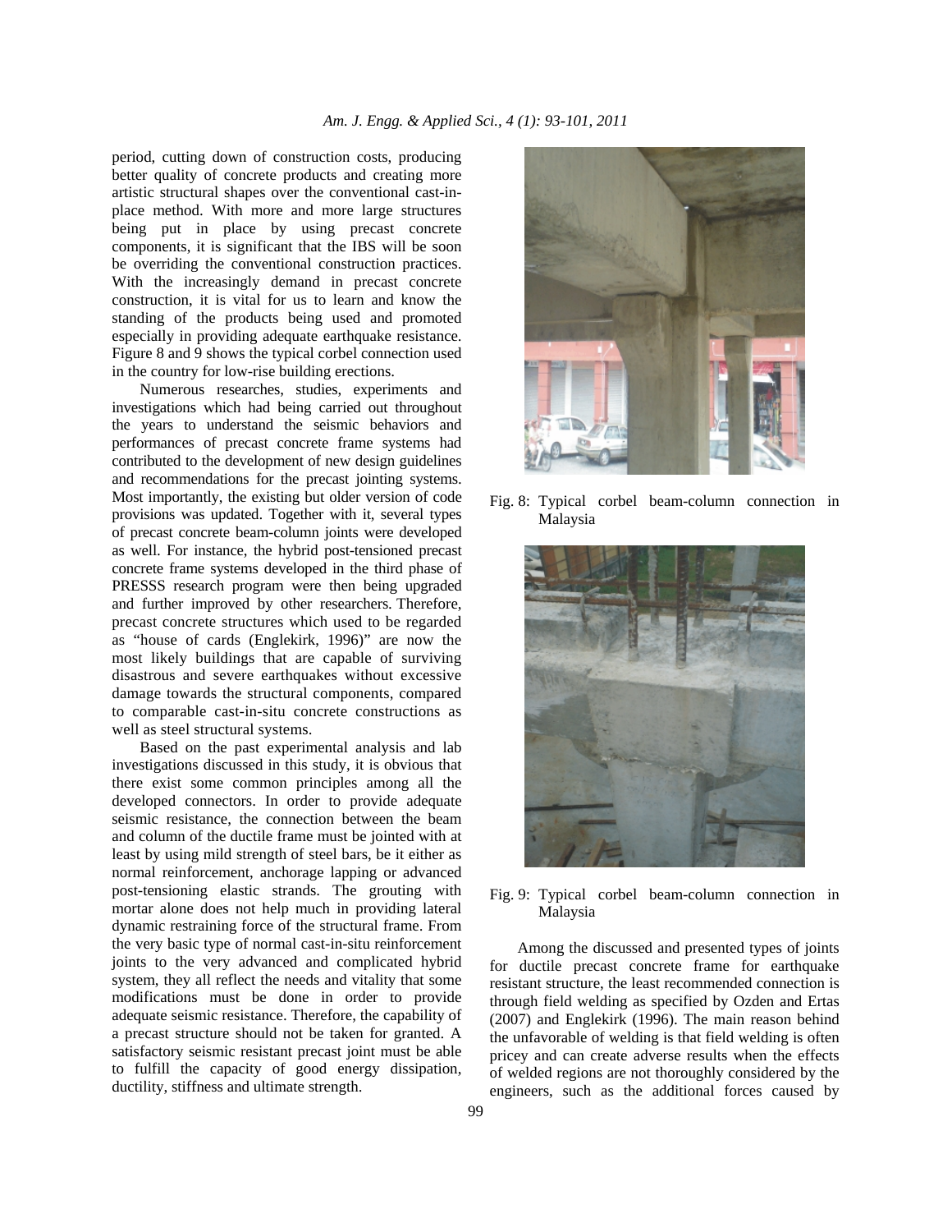period, cutting down of construction costs, producing better quality of concrete products and creating more artistic structural shapes over the conventional cast-in-place method. With more and more large structures being put in place by using precast concrete components, it is significant that the IBS will be soon be overriding the conventional construction practices. With the increasingly demand in precast concrete construction, it is vital for us to learn and know the standing of the products being used and promoted especially in providing adequate earthquake resistance. Figure 8 and 9 shows the typical corbel connection used in the country for low-rise building erections.

Numerous researches, studies, experiments and investigations which had being carried out throughout the years to understand the seismic behaviors and performances of precast concrete frame systems had contributed to the development of new design guidelines and recommendations for the precast jointing systems. Most importantly, the existing but older version of code provisions was updated. Together with it, several types of precast concrete beam-column joints were developed as well. For instance, the hybrid post-tensioned precast concrete frame systems developed in the third phase of PRESSS research program were then being upgraded and further improved by other researchers. Therefore, precast concrete structures which used to be regarded as "house of cards (Englekirk, 1996)" are now the most likely buildings that are capable of surviving disastrous and severe earthquakes without excessive damage towards the structural components, compared to comparable cast-in-situ concrete constructions as well as steel structural systems.

Based on the past experimental analysis and lab investigations discussed in this study, it is obvious that there exist some common principles among all the developed connectors. In order to provide adequate seismic resistance, the connection between the beam and column of the ductile frame must be jointed with at least by using mild strength of steel bars, be it either as normal reinforcement, anchorage lapping or advanced post-tensioning elastic strands. The grouting with mortar alone does not help much in providing lateral dynamic restraining force of the structural frame. From the very basic type of normal cast-in-situ reinforcement joints to the very advanced and complicated hybrid system, they all reflect the needs and vitality that some modifications must be done in order to provide adequate seismic resistance. Therefore, the capability of a precast structure should not be taken for granted. A satisfactory seismic resistant precast joint must be able to fulfill the capacity of good energy dissipation, ductility, stiffness and ultimate strength.

Fig. 8: Typical corbel beam-column connection in Malaysia

Fig. 9: Typical corbel beam-column connection in Malaysia

Among the discussed and presented types of joints for ductile precast concrete frame for earthquake resistant structure, the least recommended connection is through field welding as specified by Ozden and Ertas (2007) and Englekirk (1996). The main reason behind the unfavorable of welding is that field welding is often pricey and can create adverse results when the effects of welded regions are not thoroughly considered by the engineers, such as the additional forces caused by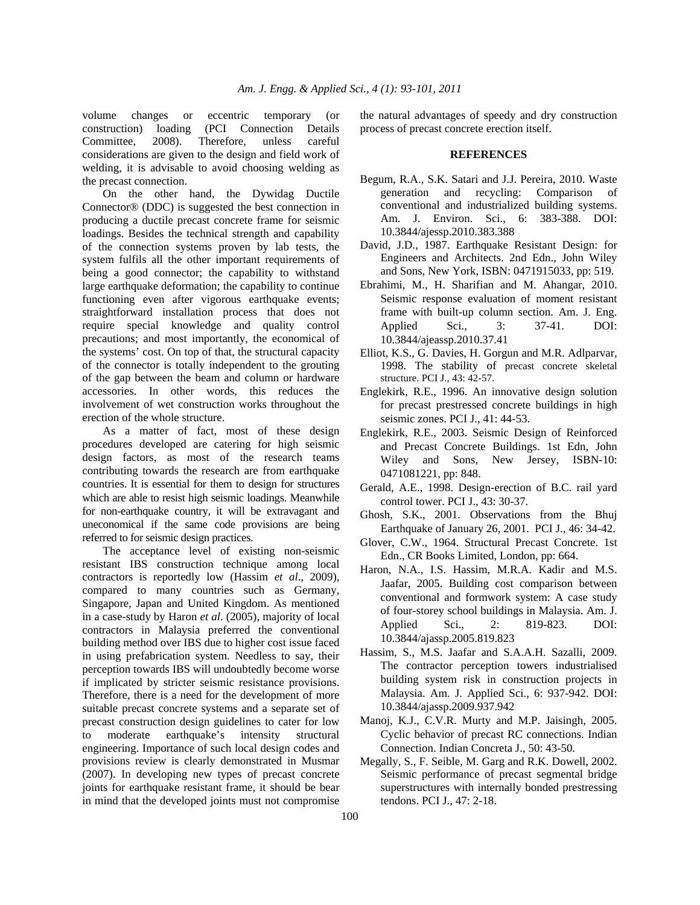volume changes or eccentric temporary (or construction) loading (PCI Connection Details Committee, 2008). Therefore, unless careful considerations are given to the design and field work of welding, it is advisable to avoid choosing welding as the precast connection.

On the other hand, the Dywidag Ductile Connector® (DDC) is suggested the best connection in producing a ductile precast concrete frame for seismic loadings. Besides the technical strength and capability of the connection systems proven by lab tests, the system fulfils all the other important requirements of being a good connector; the capability to withstand large earthquake deformation; the capability to continue functioning even after vigorous earthquake events; straightforward installation process that does not require special knowledge and quality control precautions; and most importantly, the economical of the systems' cost. On top of that, the structural capacity of the connector is totally independent to the grouting of the gap between the beam and column or hardware accessories. In other words, this reduces the involvement of wet construction works throughout the erection of the whole structure.

As a matter of fact, most of these design procedures developed are catering for high seismic design factors, as most of the research teams contributing towards the research are from earthquake countries. It is essential for them to design for structures which are able to resist high seismic loadings. Meanwhile for non-earthquake country, it will be extravagant and uneconomical if the same code provisions are being referred to for seismic design practices.

The acceptance level of existing non-seismic resistant IBS construction technique among local contractors is reportedly low (Hassim *et al*., 2009), compared to many countries such as Germany, Singapore, Japan and United Kingdom. As mentioned in a case-study by Haron *et al*. (2005), majority of local contractors in Malaysia preferred the conventional building method over IBS due to higher cost issue faced in using prefabrication system. Needless to say, their perception towards IBS will undoubtedly become worse if implicated by stricter seismic resistance provisions. Therefore, there is a need for the development of more suitable precast concrete systems and a separate set of precast construction design guidelines to cater for low to moderate earthquake's intensity structural engineering. Importance of such local design codes and provisions review is clearly demonstrated in Musmar (2007). In developing new types of precast concrete joints for earthquake resistant frame, it should be bear in mind that the developed joints must not compromise the natural advantages of speedy and dry construction process of precast concrete erection itself.

## REFERENCES

Begum, R.A., S.K. Satari and J.J. Pereira, 2010. Waste generation and recycling: Comparison of conventional and industrialized building systems. Am. J. Environ. Sci., 6: 383-388. DOI: 10.3844/ajessp.2010.383.388

David, J.D., 1987. Earthquake Resistant Design: for Engineers and Architects. 2nd Edn., John Wiley and Sons, New York, ISBN: 0471915033, pp: 519.

Ebrahimi, M., H. Sharifian and M. Ahangar, 2010. Seismic response evaluation of moment resistant frame with built-up column section. Am. J. Eng. Applied Sci., 3: 37-41. DOI: 10.3844/ajeassp.2010.37.41

Elliot, K.S., G. Davies, H. Gorgun and M.R. Adlparvar, 1998. The stability of precast concrete skeletal structure. PCI J., 43: 42-57.

Englekirk, R.E., 1996. An innovative design solution for precast prestressed concrete buildings in high seismic zones. PCI J., 41: 44-53.

Englekirk, R.E., 2003. Seismic Design of Reinforced and Precast Concrete Buildings. 1st Edn, John Wiley and Sons, New Jersey, ISBN-10: 0471081221, pp: 848.

Gerald, A.E., 1998. Design-erection of B.C. rail yard control tower. PCI J., 43: 30-37.

Ghosh, S.K., 2001. Observations from the Bhuj Earthquake of January 26, 2001. PCI J., 46: 34-42.

Glover, C.W., 1964. Structural Precast Concrete. 1st Edn., CR Books Limited, London, pp: 664.

Haron, N.A., I.S. Hassim, M.R.A. Kadir and M.S. Jaafar, 2005. Building cost comparison between conventional and formwork system: A case study of four-storey school buildings in Malaysia. Am. J. Applied Sci., 2: 819-823. DOI: 10.3844/ajassp.2005.819.823

Hassim, S., M.S. Jaafar and S.A.A.H. Sazalli, 2009. The contractor perception towers industrialised building system risk in construction projects in Malaysia. Am. J. Applied Sci., 6: 937-942. DOI: 10.3844/ajassp.2009.937.942

Manoj, K.J., C.V.R. Murty and M.P. Jaisingh, 2005. Cyclic behavior of precast RC connections. Indian Connection. Indian Concreta J., 50: 43-50.

Megally, S., F. Seible, M. Garg and R.K. Dowell, 2002. Seismic performance of precast segmental bridge superstructures with internally bonded prestressing tendons. PCI J., 47: 2-18.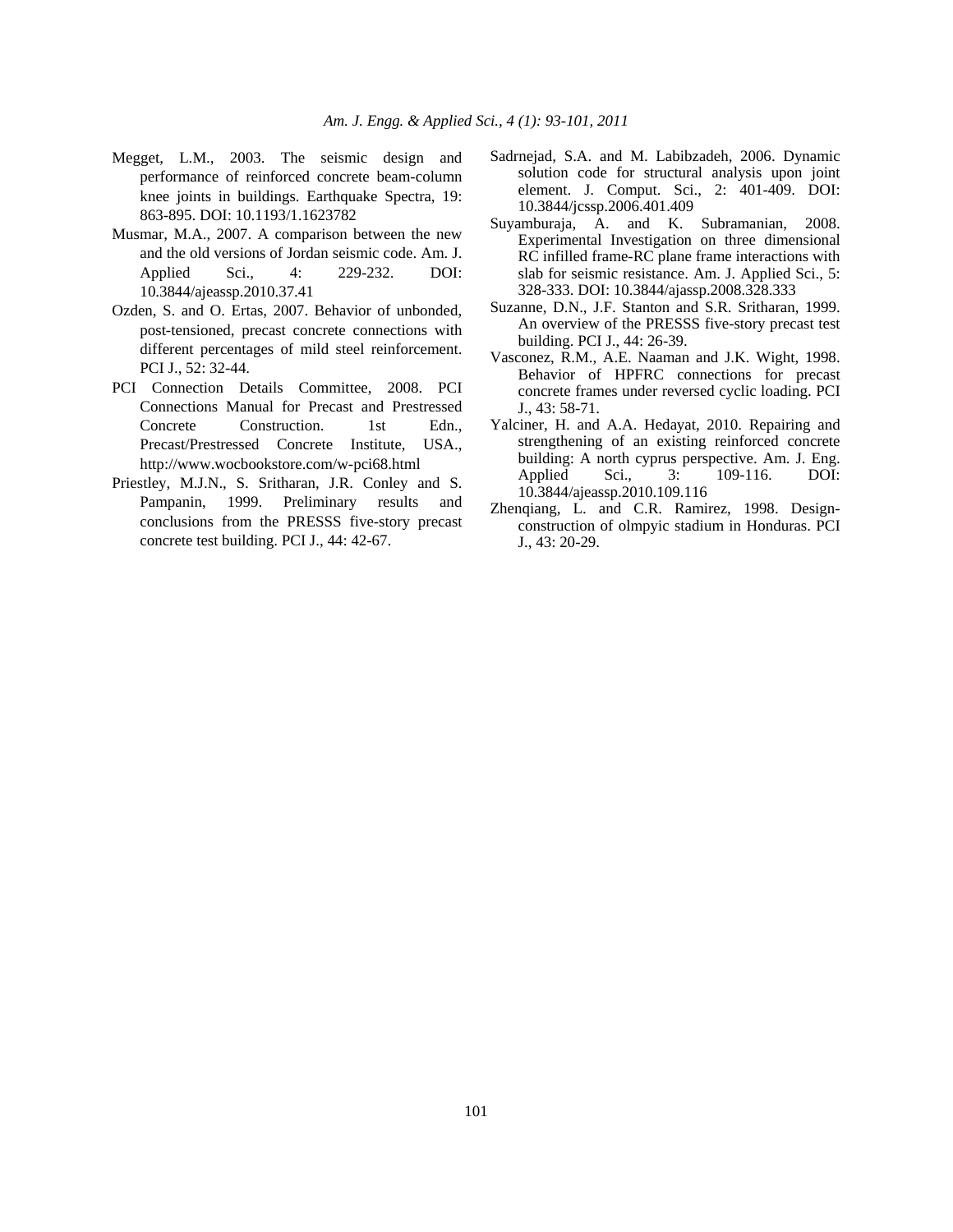Megget, L.M., 2003. The seismic design and performance of reinforced concrete beam-column knee joints in buildings. Earthquake Spectra, 19: 863-895. DOI: 10.1193/1.1623782

Musmar, M.A., 2007. A comparison between the new and the old versions of Jordan seismic code. Am. J. Applied Sci., 4: 229-232. DOI: 10.3844/ajeassp.2010.37.41

Ozden, S. and O. Ertas, 2007. Behavior of unbonded, post-tensioned, precast concrete connections with different percentages of mild steel reinforcement. PCI J., 52: 32-44.

PCI Connection Details Committee, 2008. PCI Connections Manual for Precast and Prestressed Concrete Construction. 1st Edn., Precast/Prestressed Concrete Institute, USA., http://www.wocbookstore.com/w-pci68.html

Priestley, M.J.N., S. Sritharan, J.R. Conley and S. Pampanin, 1999. Preliminary results and conclusions from the PRESSS five-story precast concrete test building. PCI J., 44: 42-67.

Sadrnejad, S.A. and M. Labibzadeh, 2006. Dynamic solution code for structural analysis upon joint element. J. Comput. Sci., 2: 401-409. DOI: 10.3844/jcssp.2006.401.409

Suyamburaja, A. and K. Subramanian, 2008. Experimental Investigation on three dimensional RC infilled frame-RC plane frame interactions with slab for seismic resistance. Am. J. Applied Sci., 5: 328-333. DOI: 10.3844/ajassp.2008.328.333

Suzanne, D.N., J.F. Stanton and S.R. Sritharan, 1999. An overview of the PRESSS five-story precast test building. PCI J., 44: 26-39.

Vasconez, R.M., A.E. Naaman and J.K. Wight, 1998. Behavior of HPFRC connections for precast concrete frames under reversed cyclic loading. PCI J., 43: 58-71.

Yalciner, H. and A.A. Hedayat, 2010. Repairing and strengthening of an existing reinforced concrete building: A north cyprus perspective. Am. J. Eng. Applied Sci., 3: 109-116. DOI: 10.3844/ajeassp.2010.109.116

Zhenqiang, L. and C.R. Ramirez, 1998. Design-construction of olmpyic stadium in Honduras. PCI J., 43: 20-29.